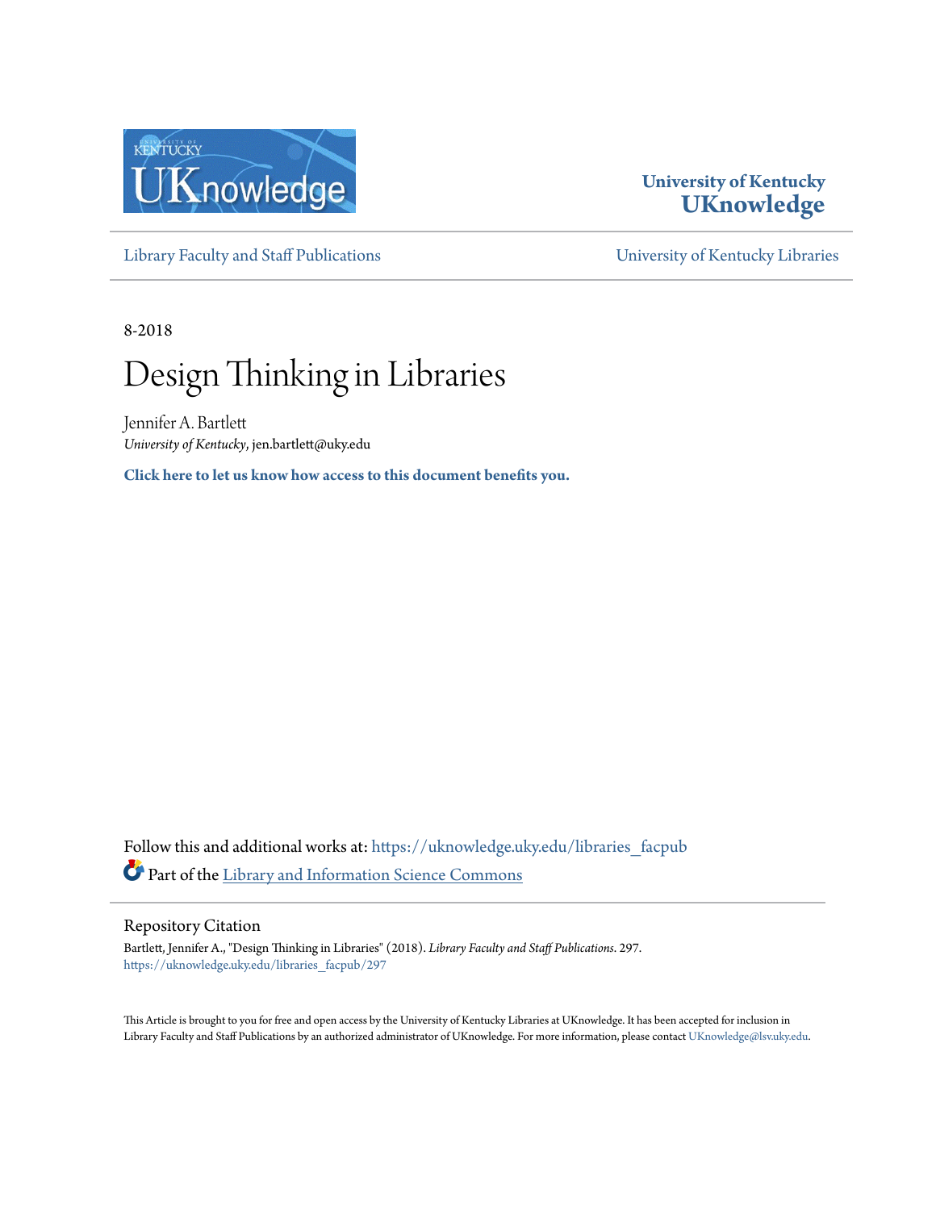University of Kentucky
**UKnowledge**

Library Faculty and Staff Publications | University of Kentucky Libraries

8-2018

# Design Thinking in Libraries

Jennifer A. Bartlett
*University of Kentucky*, jen.bartlett@uky.edu

**Click here to let us know how access to this document benefits you.**

Follow this and additional works at: https://uknowledge.uky.edu/libraries_facpub

Part of the Library and Information Science Commons

## Repository Citation

Bartlett, Jennifer A., "Design Thinking in Libraries" (2018). *Library Faculty and Staff Publications*. 297.
https://uknowledge.uky.edu/libraries_facpub/297

This Article is brought to you for free and open access by the University of Kentucky Libraries at UKnowledge. It has been accepted for inclusion in Library Faculty and Staff Publications by an authorized administrator of UKnowledge. For more information, please contact UKnowledge@lsv.uky.edu.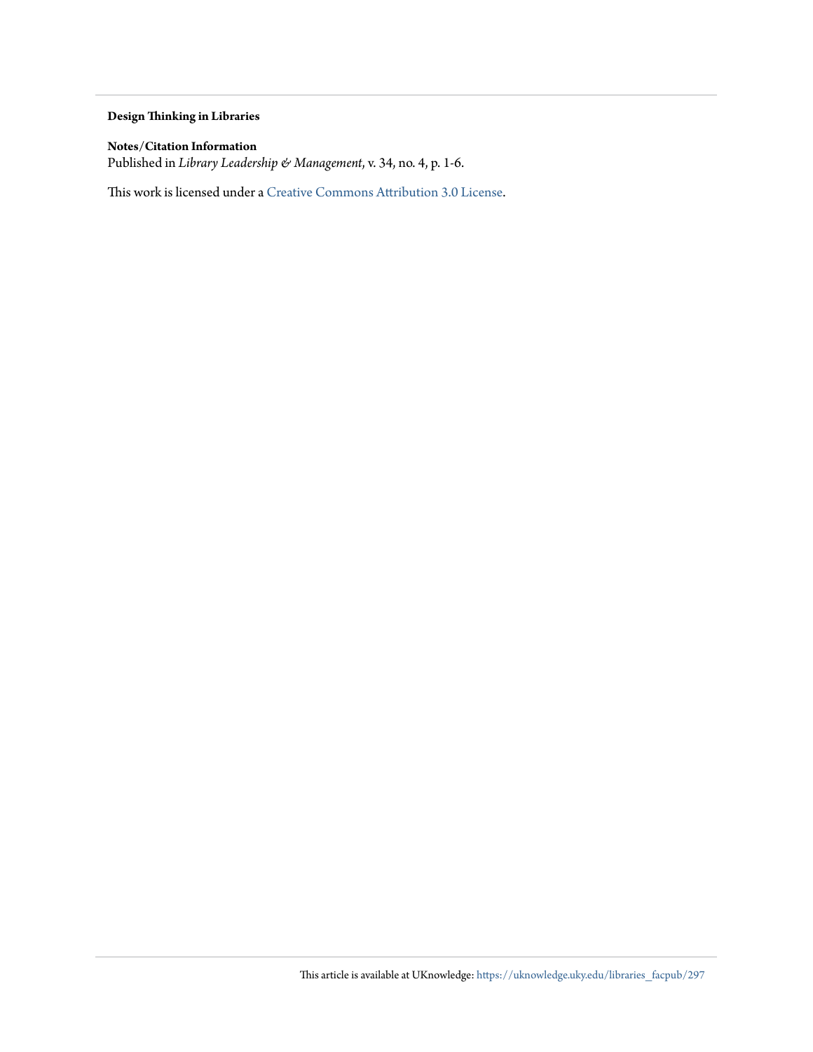**Design Thinking in Libraries**

**Notes/Citation Information**

Published in *Library Leadership & Management*, v. 34, no. 4, p. 1-6.

This work is licensed under a Creative Commons Attribution 3.0 License.

This article is available at UKnowledge: https://uknowledge.uky.edu/libraries_facpub/297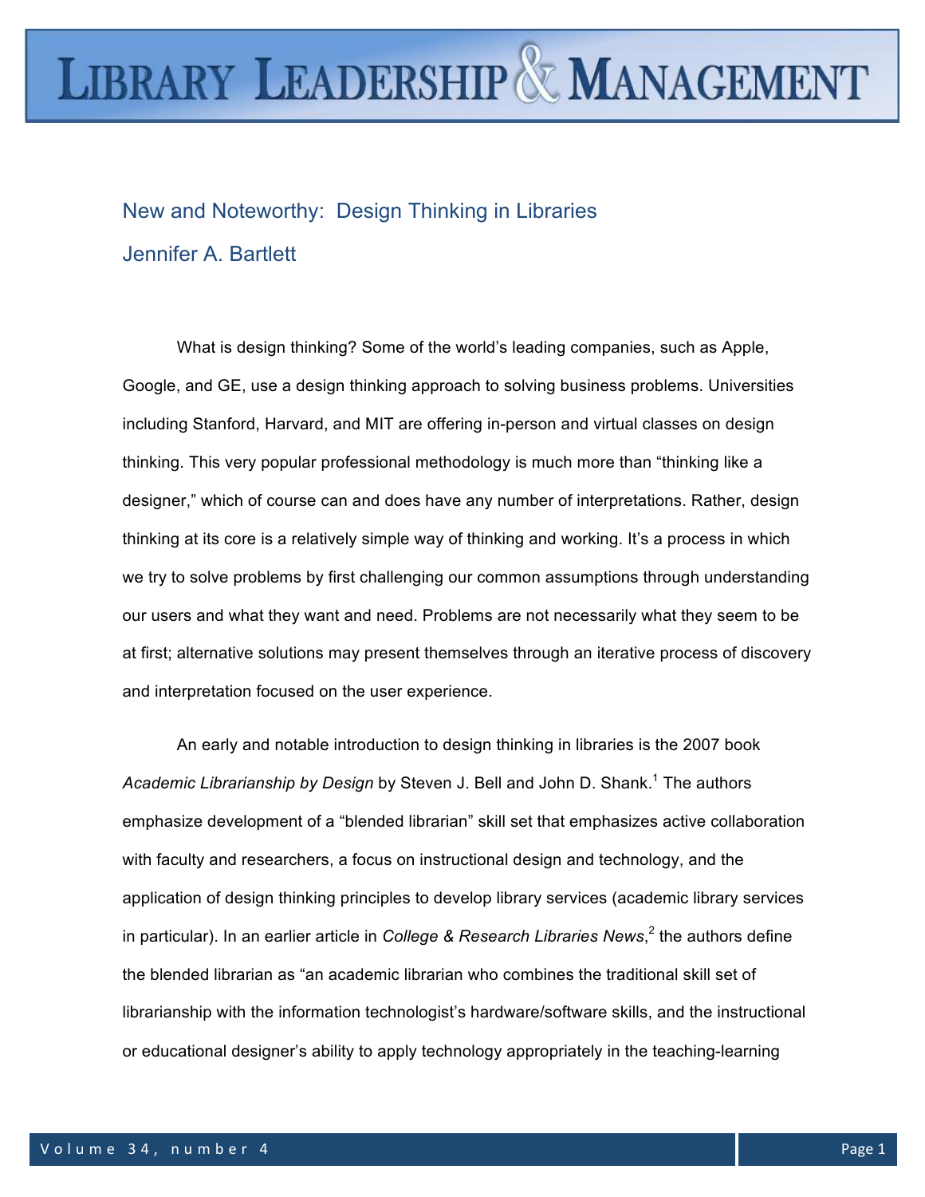# New and Noteworthy: Design Thinking in Libraries

## Jennifer A. Bartlett

What is design thinking? Some of the world's leading companies, such as Apple, Google, and GE, use a design thinking approach to solving business problems. Universities including Stanford, Harvard, and MIT are offering in-person and virtual classes on design thinking. This very popular professional methodology is much more than "thinking like a designer," which of course can and does have any number of interpretations. Rather, design thinking at its core is a relatively simple way of thinking and working. It's a process in which we try to solve problems by first challenging our common assumptions through understanding our users and what they want and need. Problems are not necessarily what they seem to be at first; alternative solutions may present themselves through an iterative process of discovery and interpretation focused on the user experience.

An early and notable introduction to design thinking in libraries is the 2007 book *Academic Librarianship by Design* by Steven J. Bell and John D. Shank.[1] The authors emphasize development of a "blended librarian" skill set that emphasizes active collaboration with faculty and researchers, a focus on instructional design and technology, and the application of design thinking principles to develop library services (academic library services in particular). In an earlier article in *College & Research Libraries News*,[2] the authors define the blended librarian as "an academic librarian who combines the traditional skill set of librarianship with the information technologist's hardware/software skills, and the instructional or educational designer's ability to apply technology appropriately in the teaching-learning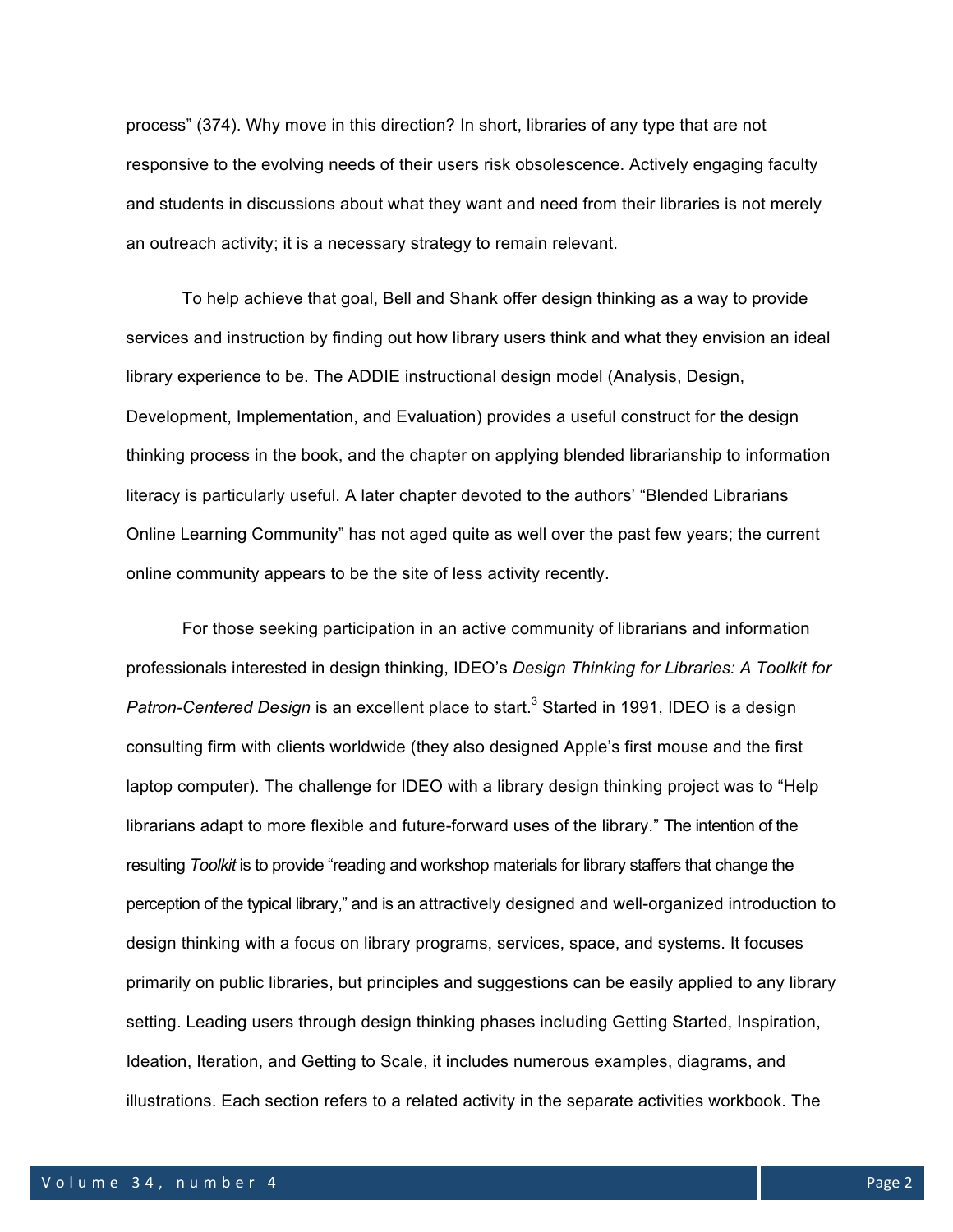process" (374). Why move in this direction? In short, libraries of any type that are not responsive to the evolving needs of their users risk obsolescence. Actively engaging faculty and students in discussions about what they want and need from their libraries is not merely an outreach activity; it is a necessary strategy to remain relevant.

To help achieve that goal, Bell and Shank offer design thinking as a way to provide services and instruction by finding out how library users think and what they envision an ideal library experience to be. The ADDIE instructional design model (Analysis, Design, Development, Implementation, and Evaluation) provides a useful construct for the design thinking process in the book, and the chapter on applying blended librarianship to information literacy is particularly useful. A later chapter devoted to the authors' "Blended Librarians Online Learning Community" has not aged quite as well over the past few years; the current online community appears to be the site of less activity recently.

For those seeking participation in an active community of librarians and information professionals interested in design thinking, IDEO's *Design Thinking for Libraries: A Toolkit for Patron-Centered Design* is an excellent place to start.[3] Started in 1991, IDEO is a design consulting firm with clients worldwide (they also designed Apple's first mouse and the first laptop computer). The challenge for IDEO with a library design thinking project was to "Help librarians adapt to more flexible and future-forward uses of the library." The intention of the resulting *Toolkit* is to provide "reading and workshop materials for library staffers that change the perception of the typical library," and is an attractively designed and well-organized introduction to design thinking with a focus on library programs, services, space, and systems. It focuses primarily on public libraries, but principles and suggestions can be easily applied to any library setting. Leading users through design thinking phases including Getting Started, Inspiration, Ideation, Iteration, and Getting to Scale, it includes numerous examples, diagrams, and illustrations. Each section refers to a related activity in the separate activities workbook. The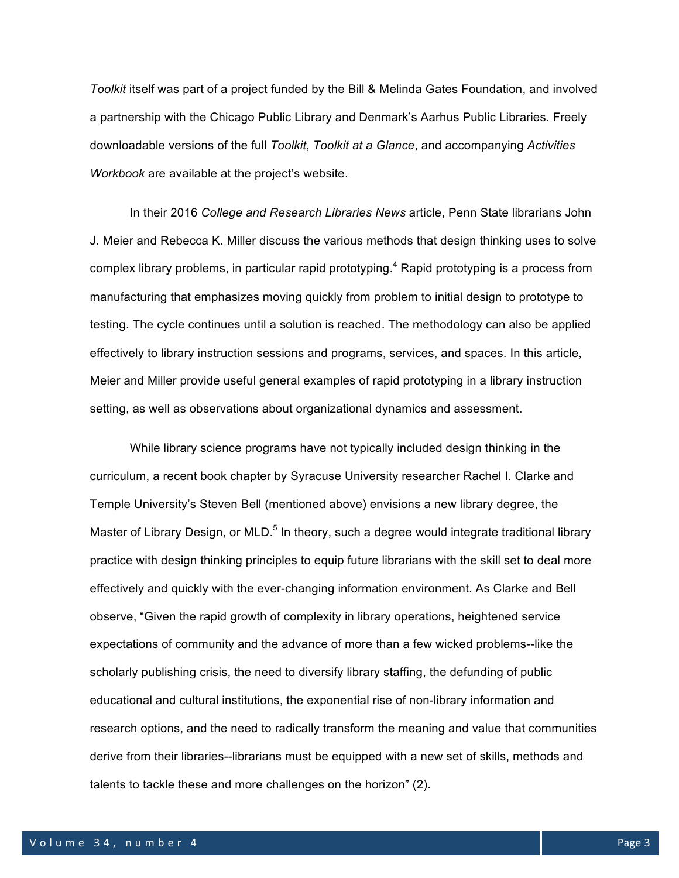*Toolkit* itself was part of a project funded by the Bill & Melinda Gates Foundation, and involved a partnership with the Chicago Public Library and Denmark's Aarhus Public Libraries. Freely downloadable versions of the full *Toolkit*, *Toolkit at a Glance*, and accompanying *Activities Workbook* are available at the project's website.

In their 2016 *College and Research Libraries News* article, Penn State librarians John J. Meier and Rebecca K. Miller discuss the various methods that design thinking uses to solve complex library problems, in particular rapid prototyping.[4] Rapid prototyping is a process from manufacturing that emphasizes moving quickly from problem to initial design to prototype to testing. The cycle continues until a solution is reached. The methodology can also be applied effectively to library instruction sessions and programs, services, and spaces. In this article, Meier and Miller provide useful general examples of rapid prototyping in a library instruction setting, as well as observations about organizational dynamics and assessment.

While library science programs have not typically included design thinking in the curriculum, a recent book chapter by Syracuse University researcher Rachel I. Clarke and Temple University's Steven Bell (mentioned above) envisions a new library degree, the Master of Library Design, or MLD.[5] In theory, such a degree would integrate traditional library practice with design thinking principles to equip future librarians with the skill set to deal more effectively and quickly with the ever-changing information environment. As Clarke and Bell observe, "Given the rapid growth of complexity in library operations, heightened service expectations of community and the advance of more than a few wicked problems--like the scholarly publishing crisis, the need to diversify library staffing, the defunding of public educational and cultural institutions, the exponential rise of non-library information and research options, and the need to radically transform the meaning and value that communities derive from their libraries--librarians must be equipped with a new set of skills, methods and talents to tackle these and more challenges on the horizon" (2).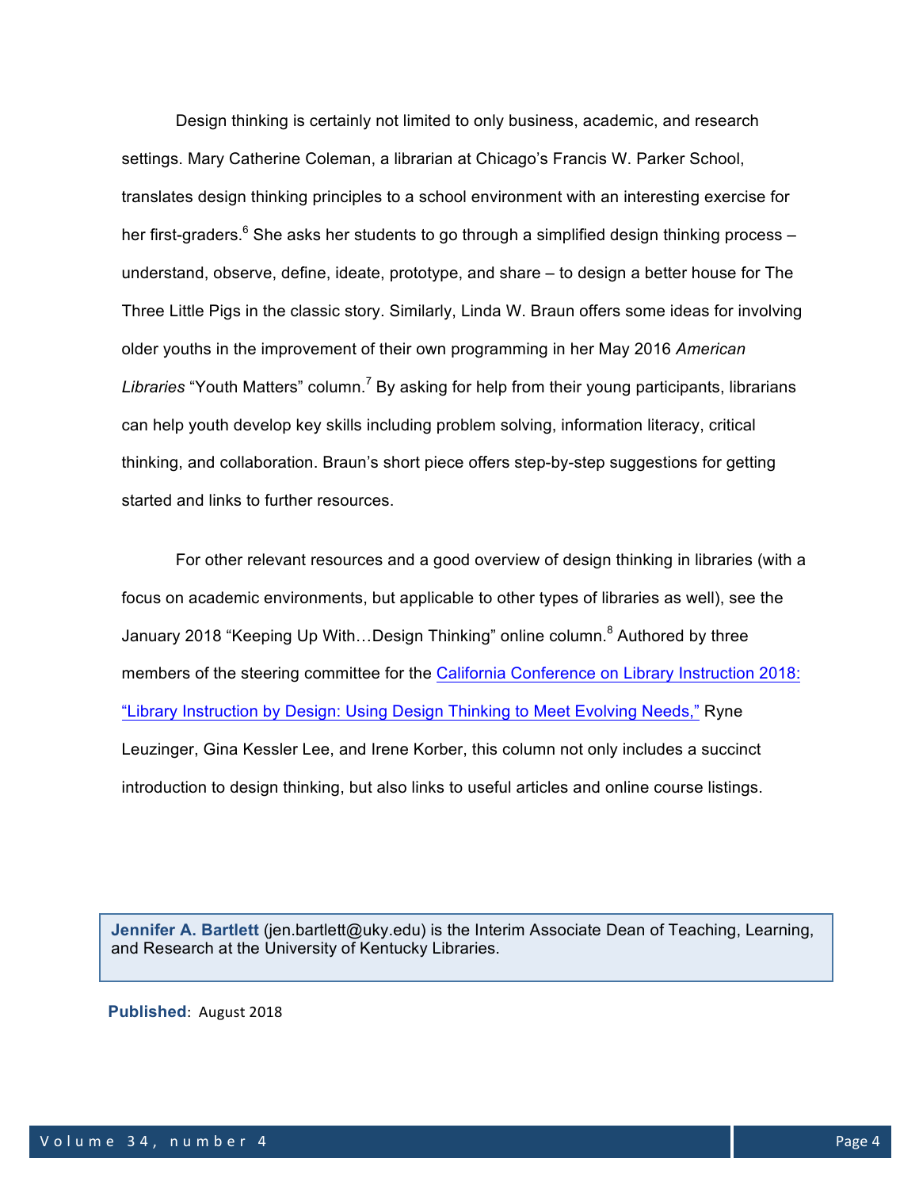Design thinking is certainly not limited to only business, academic, and research settings. Mary Catherine Coleman, a librarian at Chicago's Francis W. Parker School, translates design thinking principles to a school environment with an interesting exercise for her first-graders.[6] She asks her students to go through a simplified design thinking process – understand, observe, define, ideate, prototype, and share – to design a better house for The Three Little Pigs in the classic story. Similarly, Linda W. Braun offers some ideas for involving older youths in the improvement of their own programming in her May 2016 *American Libraries* "Youth Matters" column.[7] By asking for help from their young participants, librarians can help youth develop key skills including problem solving, information literacy, critical thinking, and collaboration. Braun's short piece offers step-by-step suggestions for getting started and links to further resources.

For other relevant resources and a good overview of design thinking in libraries (with a focus on academic environments, but applicable to other types of libraries as well), see the January 2018 "Keeping Up With…Design Thinking" online column.[8] Authored by three members of the steering committee for the California Conference on Library Instruction 2018: "Library Instruction by Design: Using Design Thinking to Meet Evolving Needs," Ryne Leuzinger, Gina Kessler Lee, and Irene Korber, this column not only includes a succinct introduction to design thinking, but also links to useful articles and online course listings.

**Jennifer A. Bartlett** (jen.bartlett@uky.edu) is the Interim Associate Dean of Teaching, Learning, and Research at the University of Kentucky Libraries.

**Published**: August 2018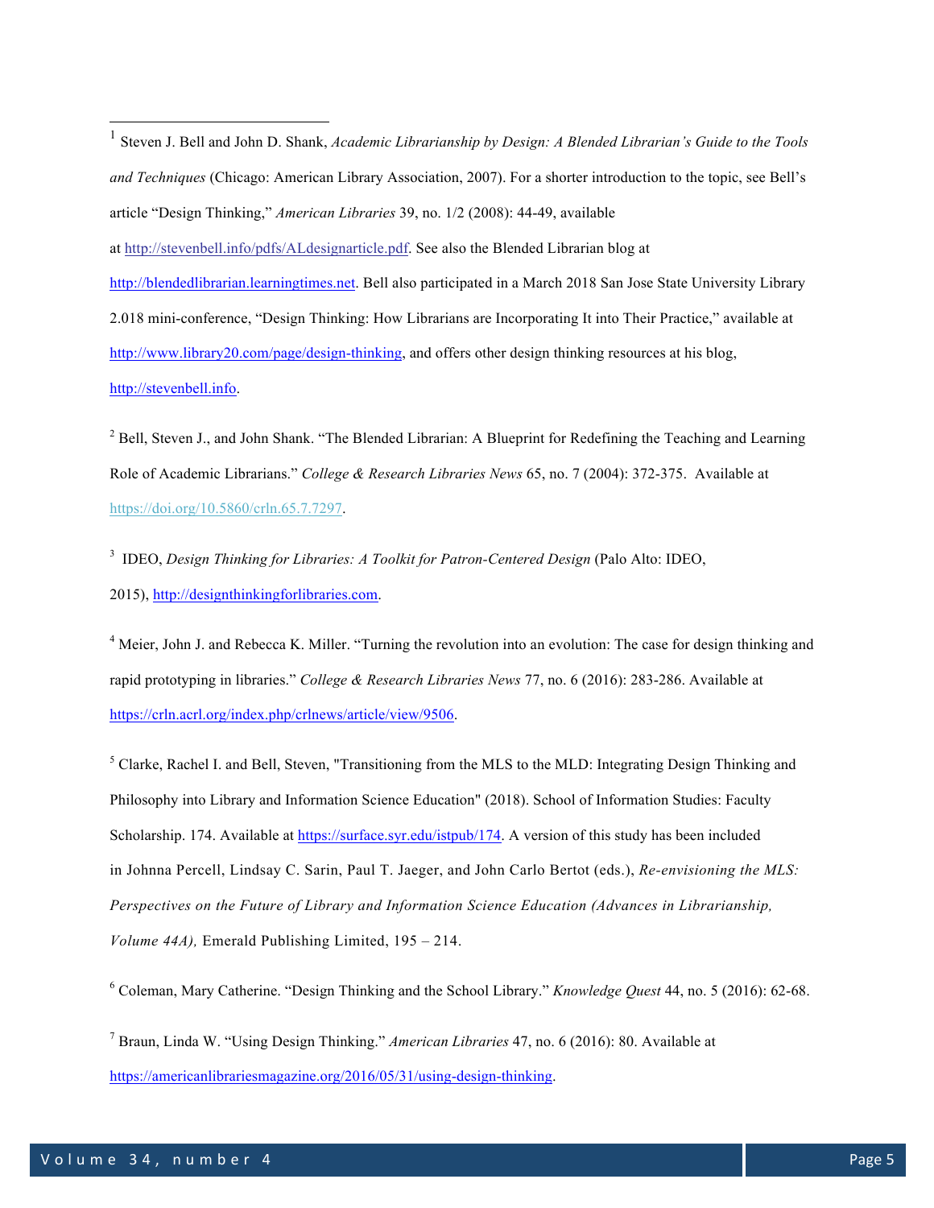[1] Steven J. Bell and John D. Shank, *Academic Librarianship by Design: A Blended Librarian's Guide to the Tools and Techniques* (Chicago: American Library Association, 2007). For a shorter introduction to the topic, see Bell's article "Design Thinking," *American Libraries* 39, no. 1/2 (2008): 44-49, available at http://stevenbell.info/pdfs/ALdesignarticle.pdf. See also the Blended Librarian blog at http://blendedlibrarian.learningtimes.net. Bell also participated in a March 2018 San Jose State University Library 2.018 mini-conference, "Design Thinking: How Librarians are Incorporating It into Their Practice," available at http://www.library20.com/page/design-thinking, and offers other design thinking resources at his blog, http://stevenbell.info.

[2] Bell, Steven J., and John Shank. "The Blended Librarian: A Blueprint for Redefining the Teaching and Learning Role of Academic Librarians." *College & Research Libraries News* 65, no. 7 (2004): 372-375. Available at https://doi.org/10.5860/crln.65.7.7297.

[3] IDEO, *Design Thinking for Libraries: A Toolkit for Patron-Centered Design* (Palo Alto: IDEO, 2015), http://designthinkingforlibraries.com.

[4] Meier, John J. and Rebecca K. Miller. "Turning the revolution into an evolution: The case for design thinking and rapid prototyping in libraries." *College & Research Libraries News* 77, no. 6 (2016): 283-286. Available at https://crln.acrl.org/index.php/crlnews/article/view/9506.

[5] Clarke, Rachel I. and Bell, Steven, "Transitioning from the MLS to the MLD: Integrating Design Thinking and Philosophy into Library and Information Science Education" (2018). School of Information Studies: Faculty Scholarship. 174. Available at https://surface.syr.edu/istpub/174. A version of this study has been included in Johnna Percell, Lindsay C. Sarin, Paul T. Jaeger, and John Carlo Bertot (eds.), *Re-envisioning the MLS: Perspectives on the Future of Library and Information Science Education (Advances in Librarianship, Volume 44A),* Emerald Publishing Limited, 195 – 214.

[6] Coleman, Mary Catherine. "Design Thinking and the School Library." *Knowledge Quest* 44, no. 5 (2016): 62-68.

[7] Braun, Linda W. "Using Design Thinking." *American Libraries* 47, no. 6 (2016): 80. Available at https://americanlibrariesmagazine.org/2016/05/31/using-design-thinking.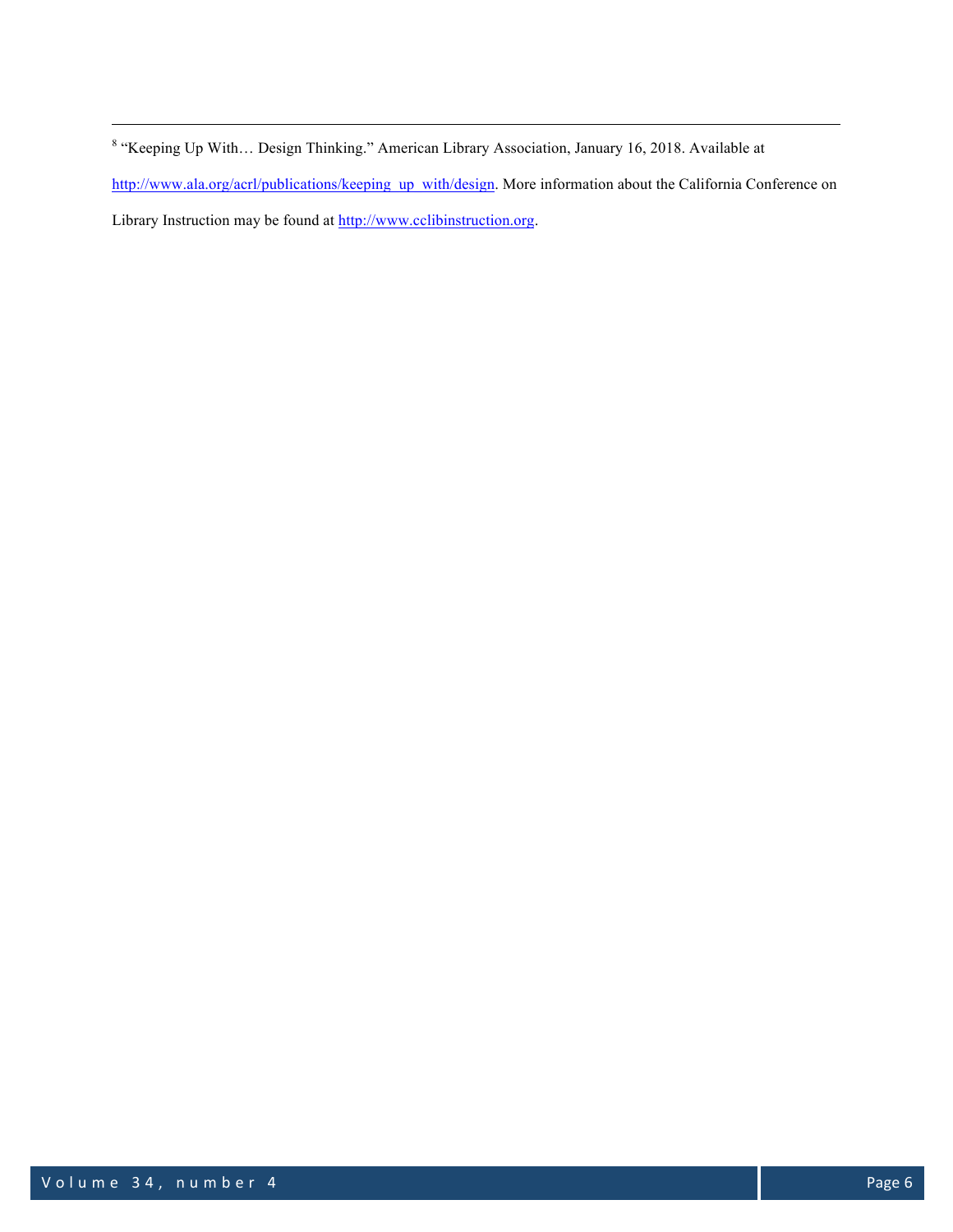[8] "Keeping Up With… Design Thinking." American Library Association, January 16, 2018. Available at http://www.ala.org/acrl/publications/keeping_up_with/design. More information about the California Conference on Library Instruction may be found at http://www.cclibinstruction.org.